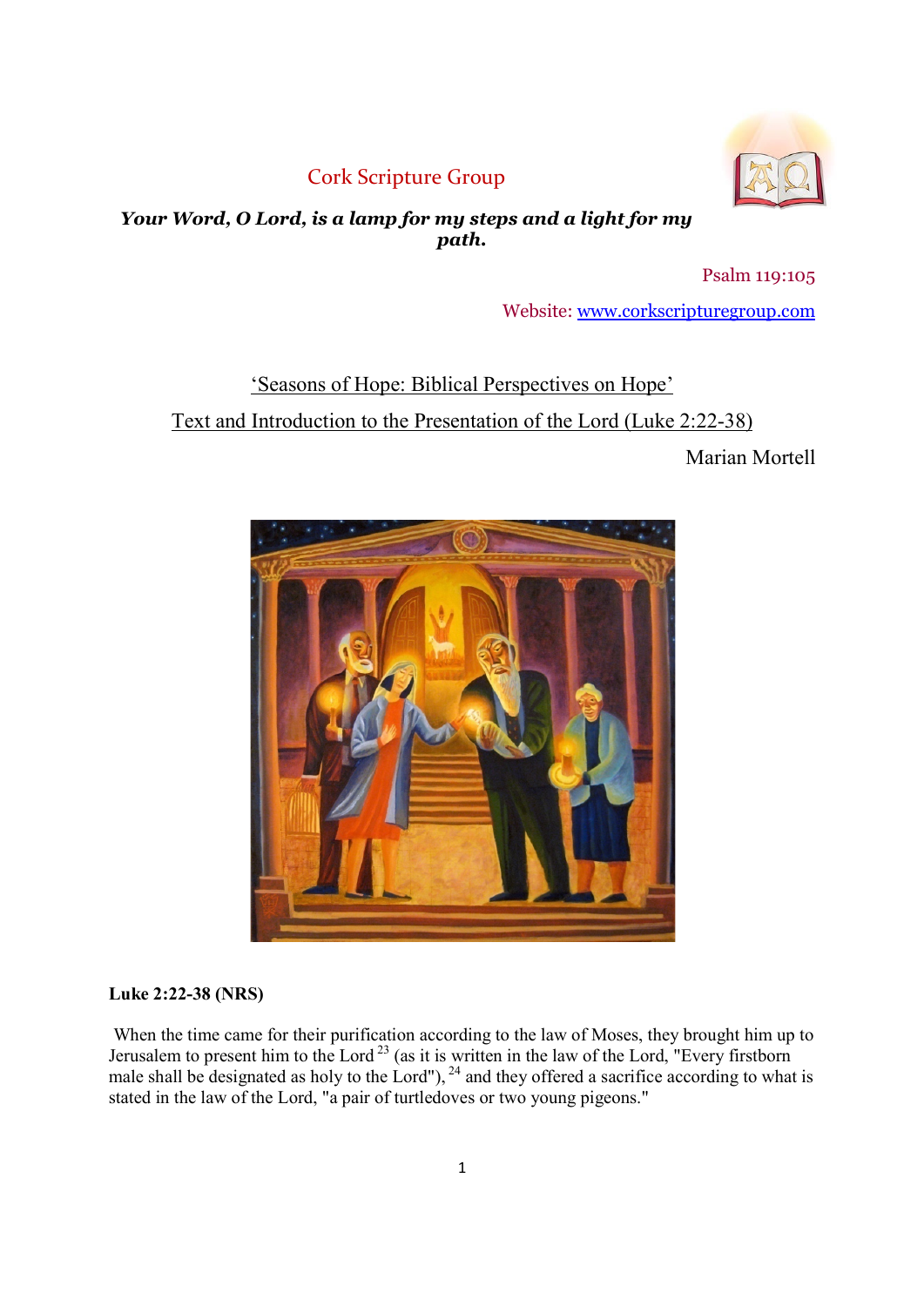# Cork Scripture Group

***Your Word, O Lord, is a lamp for my steps and a light for my path.***

Psalm 119:105

Website: [www.corkscripturegroup.com](http://www.corkscripturegroup.com)

## 'Seasons of Hope: Biblical Perspectives on Hope'

## Text and Introduction to the Presentation of the Lord (Luke 2:22-38)

Marian Mortell

**Luke 2:22-38 (NRS)**

When the time came for their purification according to the law of Moses, they brought him up to Jerusalem to present him to the Lord [23] (as it is written in the law of the Lord, "Every firstborn male shall be designated as holy to the Lord"), [24] and they offered a sacrifice according to what is stated in the law of the Lord, "a pair of turtledoves or two young pigeons."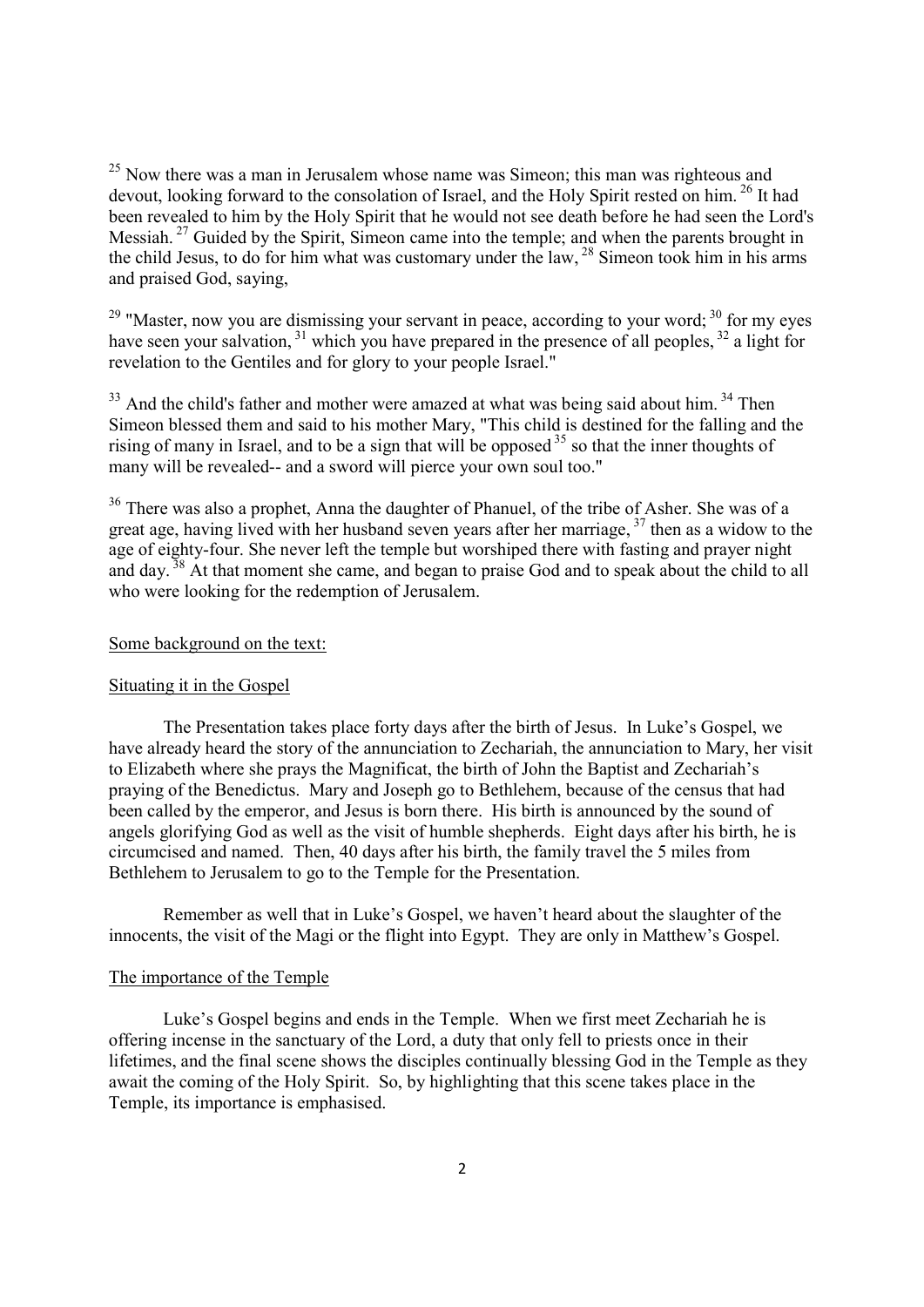[25] Now there was a man in Jerusalem whose name was Simeon; this man was righteous and devout, looking forward to the consolation of Israel, and the Holy Spirit rested on him. [26] It had been revealed to him by the Holy Spirit that he would not see death before he had seen the Lord's Messiah. [27] Guided by the Spirit, Simeon came into the temple; and when the parents brought in the child Jesus, to do for him what was customary under the law, [28] Simeon took him in his arms and praised God, saying,

[29] "Master, now you are dismissing your servant in peace, according to your word; [30] for my eyes have seen your salvation, [31] which you have prepared in the presence of all peoples, [32] a light for revelation to the Gentiles and for glory to your people Israel."

[33] And the child's father and mother were amazed at what was being said about him. [34] Then Simeon blessed them and said to his mother Mary, "This child is destined for the falling and the rising of many in Israel, and to be a sign that will be opposed [35] so that the inner thoughts of many will be revealed-- and a sword will pierce your own soul too."

[36] There was also a prophet, Anna the daughter of Phanuel, of the tribe of Asher. She was of a great age, having lived with her husband seven years after her marriage, [37] then as a widow to the age of eighty-four. She never left the temple but worshiped there with fasting and prayer night and day. [38] At that moment she came, and began to praise God and to speak about the child to all who were looking for the redemption of Jerusalem.

<u>Some background on the text:</u>

<u>Situating it in the Gospel</u>

The Presentation takes place forty days after the birth of Jesus. In Luke's Gospel, we have already heard the story of the annunciation to Zechariah, the annunciation to Mary, her visit to Elizabeth where she prays the Magnificat, the birth of John the Baptist and Zechariah's praying of the Benedictus. Mary and Joseph go to Bethlehem, because of the census that had been called by the emperor, and Jesus is born there. His birth is announced by the sound of angels glorifying God as well as the visit of humble shepherds. Eight days after his birth, he is circumcised and named. Then, 40 days after his birth, the family travel the 5 miles from Bethlehem to Jerusalem to go to the Temple for the Presentation.

Remember as well that in Luke's Gospel, we haven't heard about the slaughter of the innocents, the visit of the Magi or the flight into Egypt. They are only in Matthew's Gospel.

<u>The importance of the Temple</u>

Luke's Gospel begins and ends in the Temple. When we first meet Zechariah he is offering incense in the sanctuary of the Lord, a duty that only fell to priests once in their lifetimes, and the final scene shows the disciples continually blessing God in the Temple as they await the coming of the Holy Spirit. So, by highlighting that this scene takes place in the Temple, its importance is emphasised.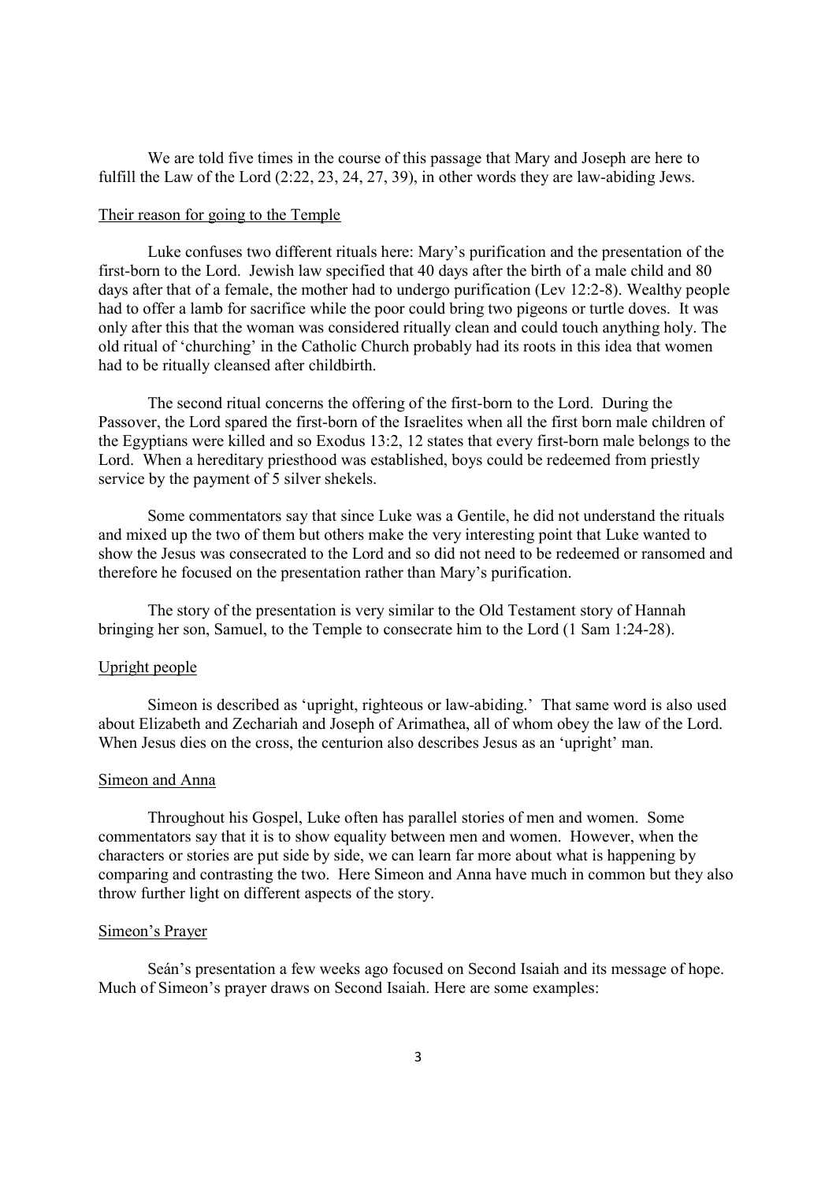We are told five times in the course of this passage that Mary and Joseph are here to fulfill the Law of the Lord (2:22, 23, 24, 27, 39), in other words they are law-abiding Jews.

## Their reason for going to the Temple

Luke confuses two different rituals here: Mary's purification and the presentation of the first-born to the Lord. Jewish law specified that 40 days after the birth of a male child and 80 days after that of a female, the mother had to undergo purification (Lev 12:2-8). Wealthy people had to offer a lamb for sacrifice while the poor could bring two pigeons or turtle doves. It was only after this that the woman was considered ritually clean and could touch anything holy. The old ritual of 'churching' in the Catholic Church probably had its roots in this idea that women had to be ritually cleansed after childbirth.

The second ritual concerns the offering of the first-born to the Lord. During the Passover, the Lord spared the first-born of the Israelites when all the first born male children of the Egyptians were killed and so Exodus 13:2, 12 states that every first-born male belongs to the Lord. When a hereditary priesthood was established, boys could be redeemed from priestly service by the payment of 5 silver shekels.

Some commentators say that since Luke was a Gentile, he did not understand the rituals and mixed up the two of them but others make the very interesting point that Luke wanted to show the Jesus was consecrated to the Lord and so did not need to be redeemed or ransomed and therefore he focused on the presentation rather than Mary's purification.

The story of the presentation is very similar to the Old Testament story of Hannah bringing her son, Samuel, to the Temple to consecrate him to the Lord (1 Sam 1:24-28).

## Upright people

Simeon is described as 'upright, righteous or law-abiding.' That same word is also used about Elizabeth and Zechariah and Joseph of Arimathea, all of whom obey the law of the Lord. When Jesus dies on the cross, the centurion also describes Jesus as an 'upright' man.

## Simeon and Anna

Throughout his Gospel, Luke often has parallel stories of men and women. Some commentators say that it is to show equality between men and women. However, when the characters or stories are put side by side, we can learn far more about what is happening by comparing and contrasting the two. Here Simeon and Anna have much in common but they also throw further light on different aspects of the story.

## Simeon's Prayer

Seán's presentation a few weeks ago focused on Second Isaiah and its message of hope. Much of Simeon's prayer draws on Second Isaiah. Here are some examples: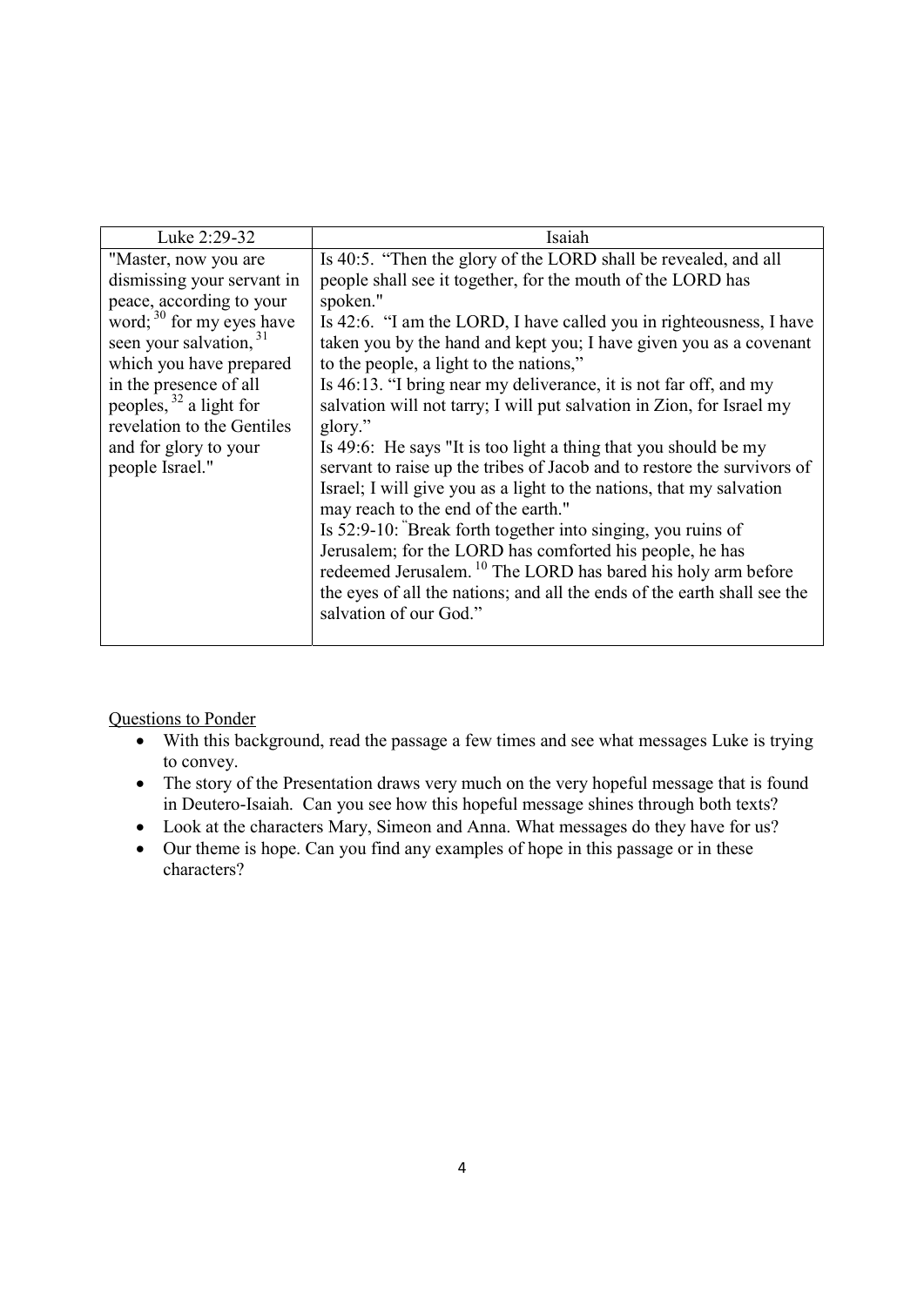| Luke 2:29-32 | Isaiah |
|---|---|
| "Master, now you are dismissing your servant in peace, according to your word; [30] for my eyes have seen your salvation, [31] which you have prepared in the presence of all peoples, [32] a light for revelation to the Gentiles and for glory to your people Israel." | Is 40:5. "Then the glory of the LORD shall be revealed, and all people shall see it together, for the mouth of the LORD has spoken."<br>Is 42:6. "I am the LORD, I have called you in righteousness, I have taken you by the hand and kept you; I have given you as a covenant to the people, a light to the nations,"<br>Is 46:13. "I bring near my deliverance, it is not far off, and my salvation will not tarry; I will put salvation in Zion, for Israel my glory."<br>Is 49:6: He says "It is too light a thing that you should be my servant to raise up the tribes of Jacob and to restore the survivors of Israel; I will give you as a light to the nations, that my salvation may reach to the end of the earth."<br>Is 52:9-10: "Break forth together into singing, you ruins of Jerusalem; for the LORD has comforted his people, he has redeemed Jerusalem. [10] The LORD has bared his holy arm before the eyes of all the nations; and all the ends of the earth shall see the salvation of our God." |

<u>Questions to Ponder</u>

- With this background, read the passage a few times and see what messages Luke is trying to convey.
- The story of the Presentation draws very much on the very hopeful message that is found in Deutero-Isaiah. Can you see how this hopeful message shines through both texts?
- Look at the characters Mary, Simeon and Anna. What messages do they have for us?
- Our theme is hope. Can you find any examples of hope in this passage or in these characters?